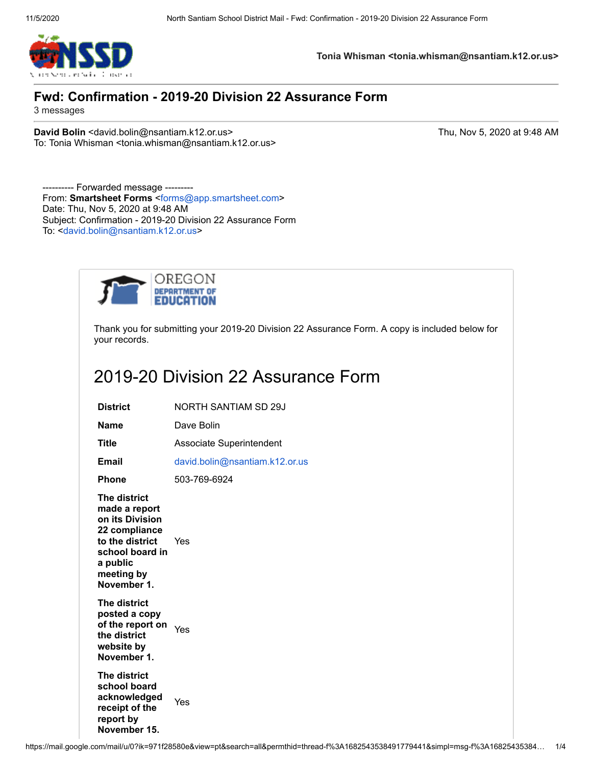Tonia Whisman <tonia.whisman@nsantiam.k12.or.us>

# Fwd: Confirmation - 2019-20 Division 22 Assurance Form

3 messages

**David Bolin** <david.bolin@nsantiam.k12.or.us>
To: Tonia Whisman <tonia.whisman@nsantiam.k12.or.us>

Thu, Nov 5, 2020 at 9:48 AM

---------- Forwarded message ---------
From: **Smartsheet Forms** <forms@app.smartsheet.com>
Date: Thu, Nov 5, 2020 at 9:48 AM
Subject: Confirmation - 2019-20 Division 22 Assurance Form
To: <david.bolin@nsantiam.k12.or.us>

OREGON DEPARTMENT OF EDUCATION

Thank you for submitting your 2019-20 Division 22 Assurance Form. A copy is included below for your records.

## 2019-20 Division 22 Assurance Form

| | |
|---|---|
| **District** | NORTH SANTIAM SD 29J |
| **Name** | Dave Bolin |
| **Title** | Associate Superintendent |
| **Email** | david.bolin@nsantiam.k12.or.us |
| **Phone** | 503-769-6924 |
| **The district made a report on its Division 22 compliance to the district school board in a public meeting by November 1.** | Yes |
| **The district posted a copy of the report on the district website by November 1.** | Yes |
| **The district school board acknowledged receipt of the report by November 15.** | Yes |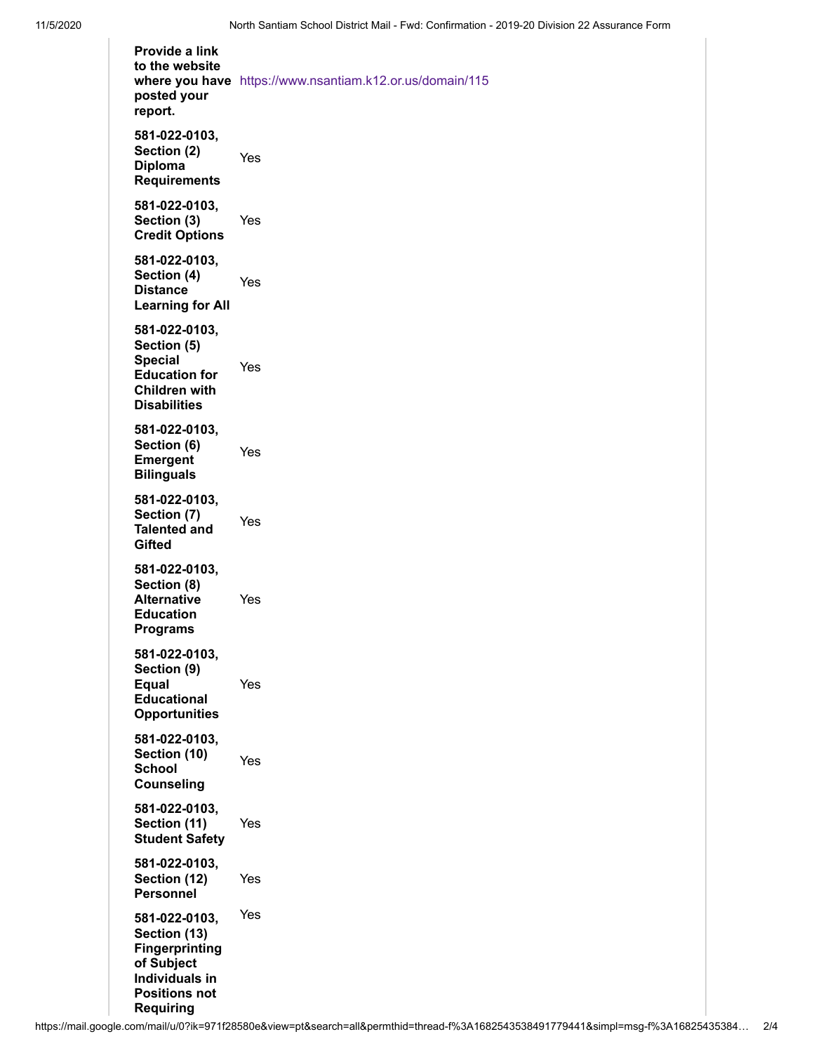| | |
|---|---|
| **Provide a link to the website where you have posted your report.** | https://www.nsantiam.k12.or.us/domain/115 |
| **581-022-0103, Section (2) Diploma Requirements** | Yes |
| **581-022-0103, Section (3) Credit Options** | Yes |
| **581-022-0103, Section (4) Distance Learning for All** | Yes |
| **581-022-0103, Section (5) Special Education for Children with Disabilities** | Yes |
| **581-022-0103, Section (6) Emergent Bilinguals** | Yes |
| **581-022-0103, Section (7) Talented and Gifted** | Yes |
| **581-022-0103, Section (8) Alternative Education Programs** | Yes |
| **581-022-0103, Section (9) Equal Educational Opportunities** | Yes |
| **581-022-0103, Section (10) School Counseling** | Yes |
| **581-022-0103, Section (11) Student Safety** | Yes |
| **581-022-0103, Section (12) Personnel** | Yes |
| **581-022-0103, Section (13) Fingerprinting of Subject Individuals in Positions not Requiring** | Yes |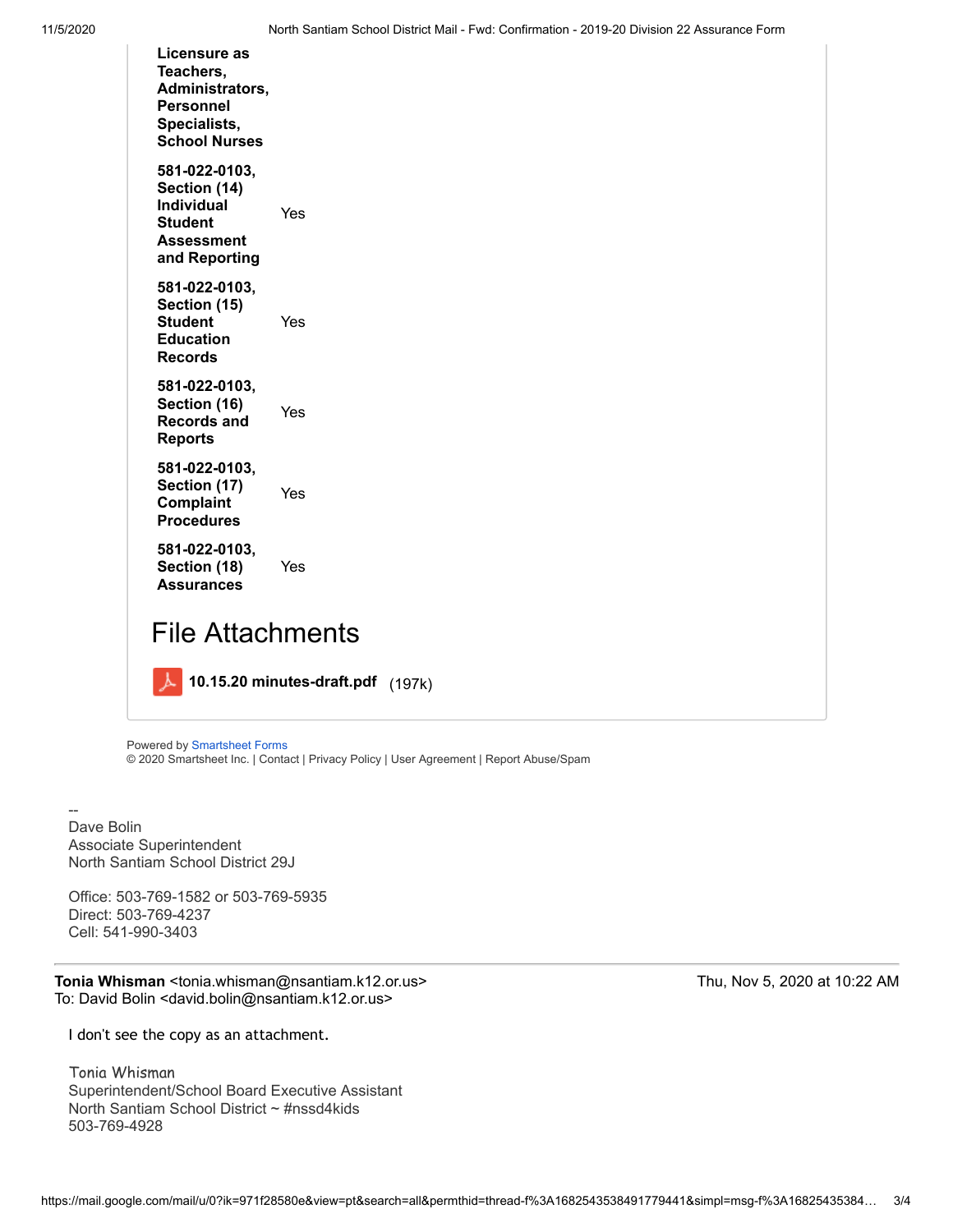| | |
|---|---|
| **Licensure as Teachers, Administrators, Personnel Specialists, School Nurses** | |
| **581-022-0103, Section (14) Individual Student Assessment and Reporting** | Yes |
| **581-022-0103, Section (15) Student Education Records** | Yes |
| **581-022-0103, Section (16) Records and Reports** | Yes |
| **581-022-0103, Section (17) Complaint Procedures** | Yes |
| **581-022-0103, Section (18) Assurances** | Yes |

# File Attachments

**10.15.20 minutes-draft.pdf** (197k)

Powered by Smartsheet Forms
© 2020 Smartsheet Inc. | Contact | Privacy Policy | User Agreement | Report Abuse/Spam

--
Dave Bolin
Associate Superintendent
North Santiam School District 29J

Office: 503-769-1582 or 503-769-5935
Direct: 503-769-4237
Cell: 541-990-3403

---

**Tonia Whisman** <tonia.whisman@nsantiam.k12.or.us> Thu, Nov 5, 2020 at 10:22 AM
To: David Bolin <david.bolin@nsantiam.k12.or.us>

I don't see the copy as an attachment.

Tonia Whisman
Superintendent/School Board Executive Assistant
North Santiam School District ~ #nssd4kids
503-769-4928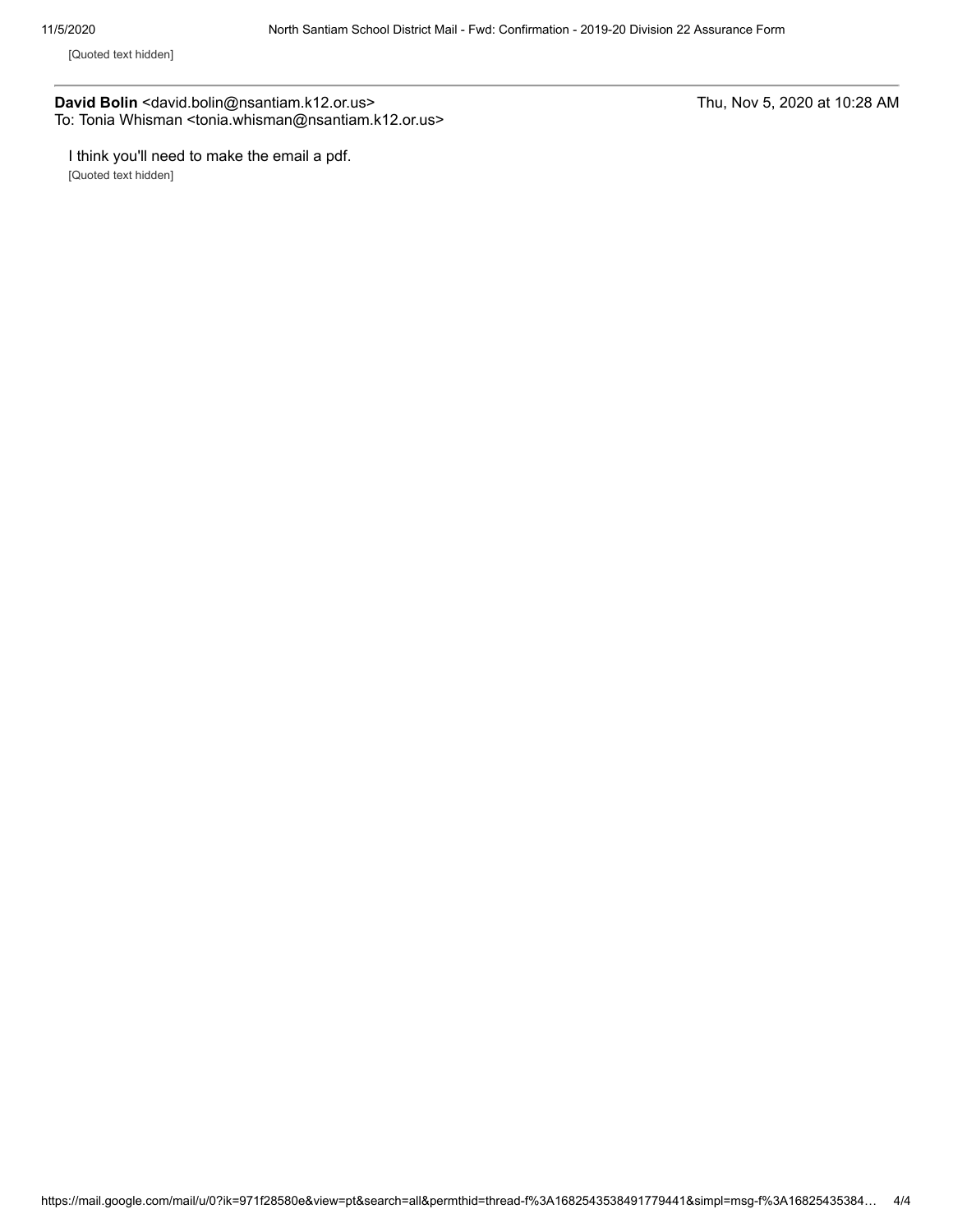[Quoted text hidden]

**David Bolin** <david.bolin@nsantiam.k12.or.us>
To: Tonia Whisman <tonia.whisman@nsantiam.k12.or.us>

Thu, Nov 5, 2020 at 10:28 AM

I think you'll need to make the email a pdf.

[Quoted text hidden]